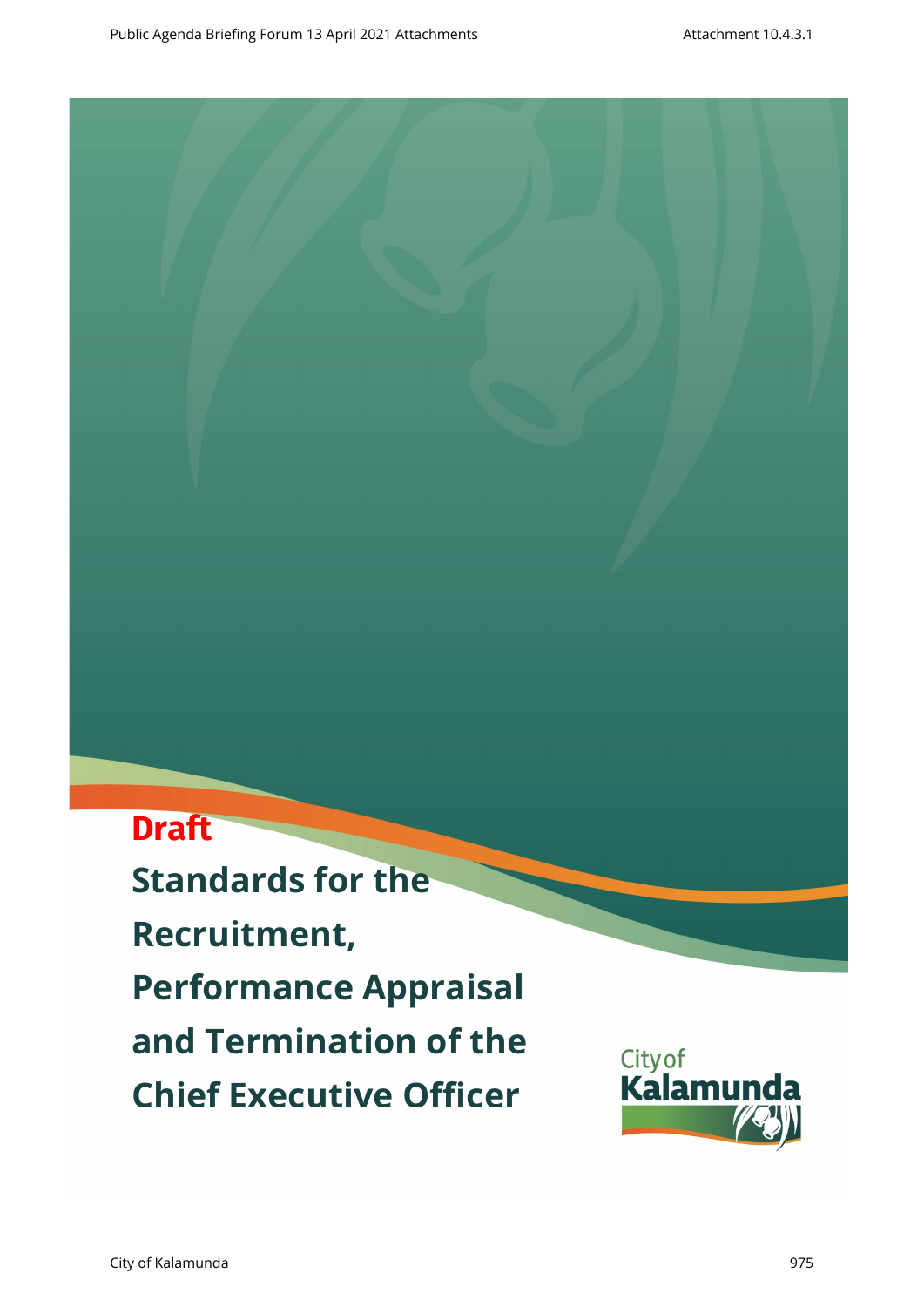**Draft**

# Standards for the Recruitment, Performance Appraisal and Termination of the Chief Executive Officer

City of Kalamunda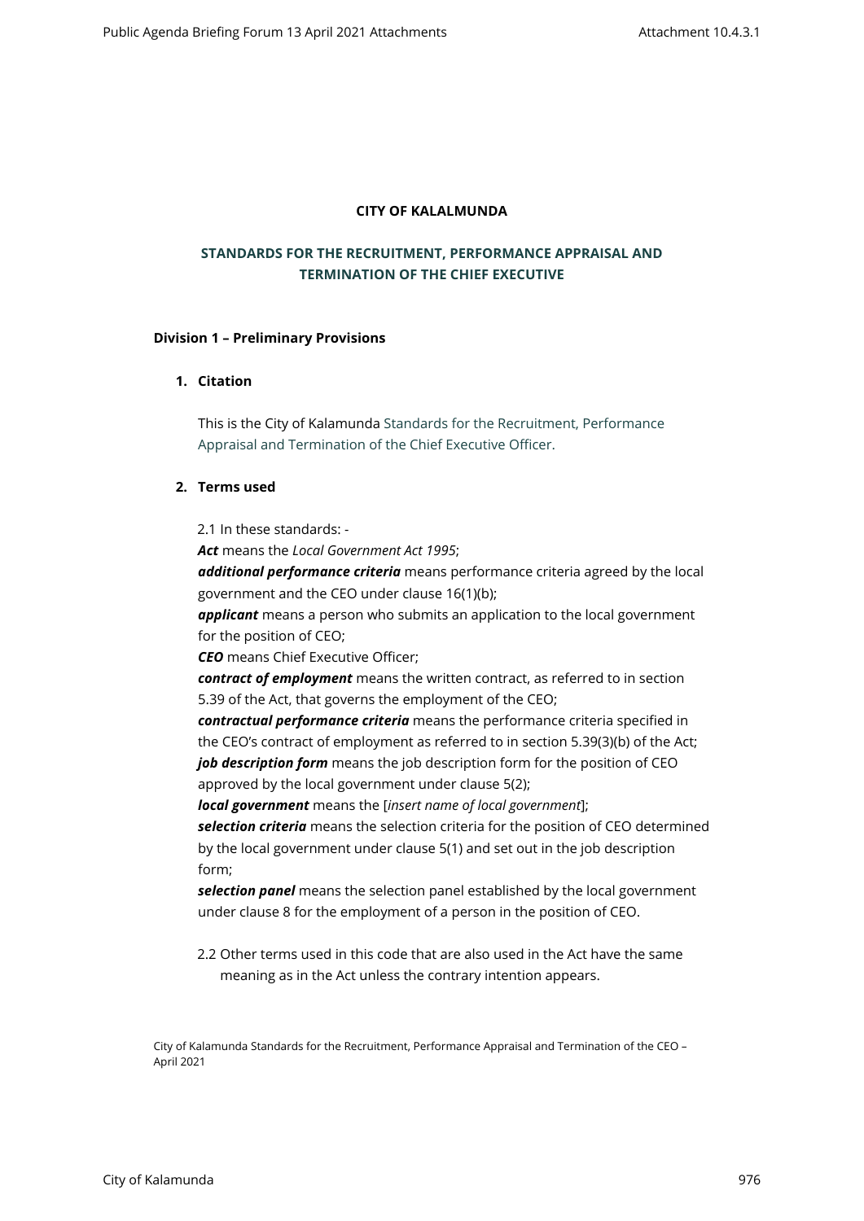**CITY OF KALAMUNDA**

## STANDARDS FOR THE RECRUITMENT, PERFORMANCE APPRAISAL AND TERMINATION OF THE CHIEF EXECUTIVE

### Division 1 – Preliminary Provisions

#### 1. Citation

This is the City of Kalamunda Standards for the Recruitment, Performance Appraisal and Termination of the Chief Executive Officer.

#### 2. Terms used

2.1 In these standards: -

***Act*** means the *Local Government Act 1995*;

***additional performance criteria*** means performance criteria agreed by the local government and the CEO under clause 16(1)(b);

***applicant*** means a person who submits an application to the local government for the position of CEO;

***CEO*** means Chief Executive Officer;

***contract of employment*** means the written contract, as referred to in section 5.39 of the Act, that governs the employment of the CEO;

***contractual performance criteria*** means the performance criteria specified in the CEO's contract of employment as referred to in section 5.39(3)(b) of the Act;

***job description form*** means the job description form for the position of CEO approved by the local government under clause 5(2);

***local government*** means the [*insert name of local government*];

***selection criteria*** means the selection criteria for the position of CEO determined by the local government under clause 5(1) and set out in the job description form;

***selection panel*** means the selection panel established by the local government under clause 8 for the employment of a person in the position of CEO.

2.2 Other terms used in this code that are also used in the Act have the same meaning as in the Act unless the contrary intention appears.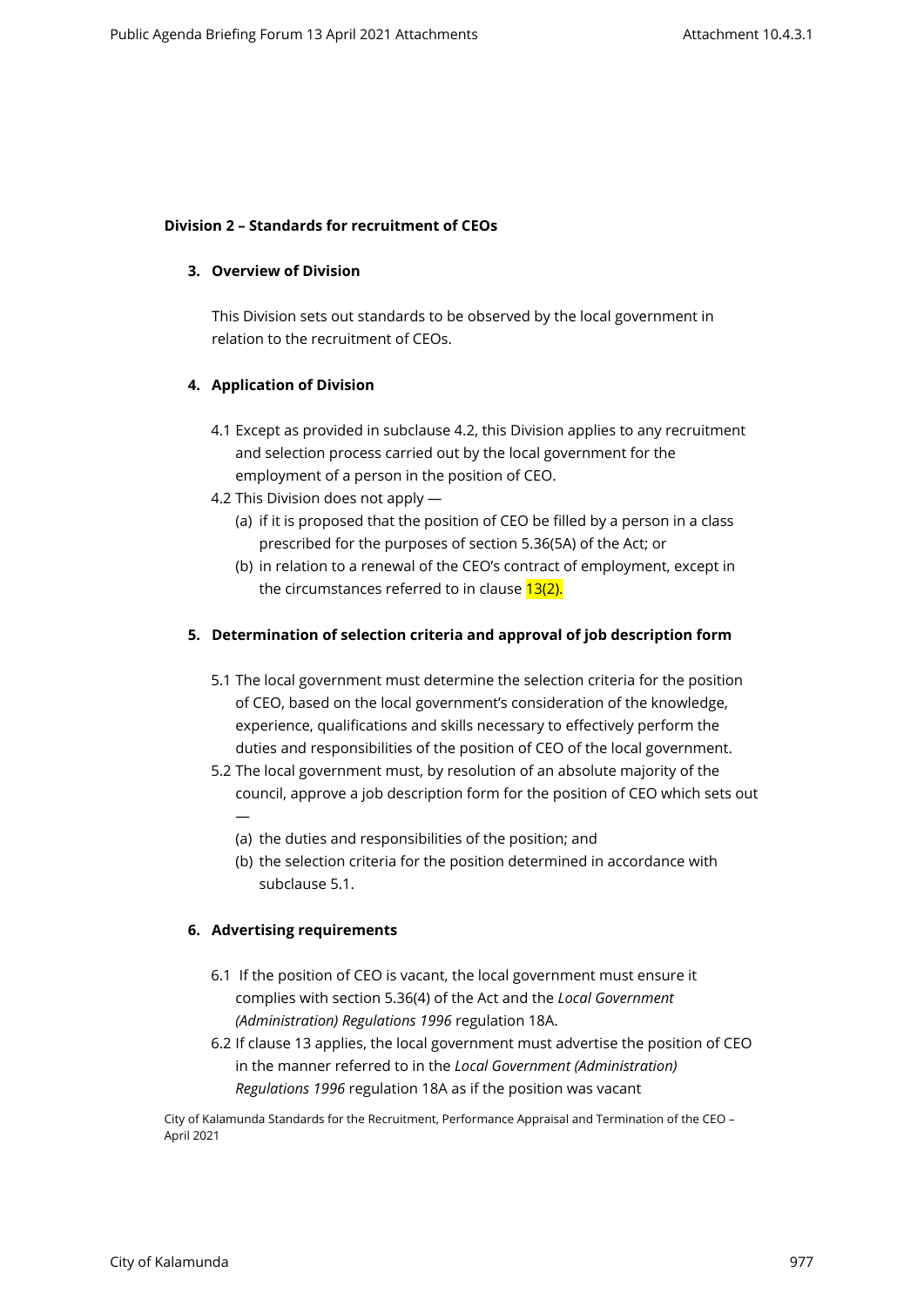## Division 2 – Standards for recruitment of CEOs

### 3. Overview of Division

This Division sets out standards to be observed by the local government in relation to the recruitment of CEOs.

### 4. Application of Division

4.1 Except as provided in subclause 4.2, this Division applies to any recruitment and selection process carried out by the local government for the employment of a person in the position of CEO.

4.2 This Division does not apply —

(a) if it is proposed that the position of CEO be filled by a person in a class prescribed for the purposes of section 5.36(5A) of the Act; or

(b) in relation to a renewal of the CEO's contract of employment, except in the circumstances referred to in clause 13(2).

### 5. Determination of selection criteria and approval of job description form

5.1 The local government must determine the selection criteria for the position of CEO, based on the local government's consideration of the knowledge, experience, qualifications and skills necessary to effectively perform the duties and responsibilities of the position of CEO of the local government.

5.2 The local government must, by resolution of an absolute majority of the council, approve a job description form for the position of CEO which sets out —

(a) the duties and responsibilities of the position; and

(b) the selection criteria for the position determined in accordance with subclause 5.1.

### 6. Advertising requirements

6.1 If the position of CEO is vacant, the local government must ensure it complies with section 5.36(4) of the Act and the *Local Government (Administration) Regulations 1996* regulation 18A.

6.2 If clause 13 applies, the local government must advertise the position of CEO in the manner referred to in the *Local Government (Administration) Regulations 1996* regulation 18A as if the position was vacant

City of Kalamunda Standards for the Recruitment, Performance Appraisal and Termination of the CEO – April 2021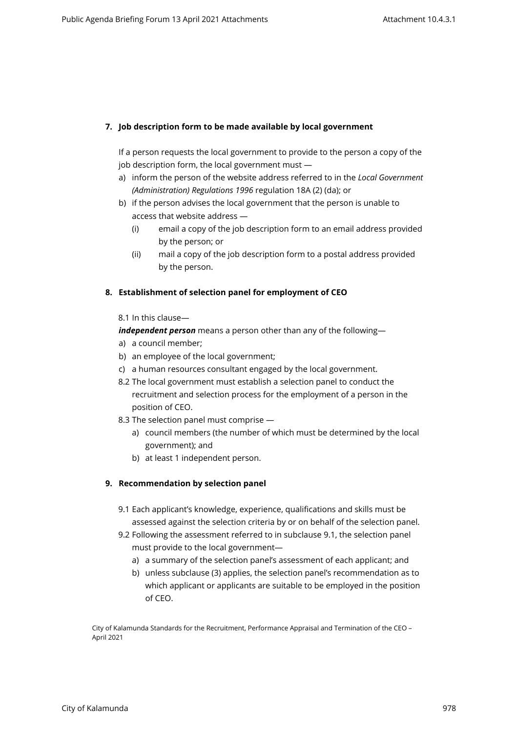**7. Job description form to be made available by local government**

If a person requests the local government to provide to the person a copy of the job description form, the local government must —

a) inform the person of the website address referred to in the *Local Government (Administration) Regulations 1996* regulation 18A (2) (da); or
b) if the person advises the local government that the person is unable to access that website address —
   (i) email a copy of the job description form to an email address provided by the person; or
   (ii) mail a copy of the job description form to a postal address provided by the person.

**8. Establishment of selection panel for employment of CEO**

8.1 In this clause—

***independent person*** means a person other than any of the following—

a) a council member;
b) an employee of the local government;
c) a human resources consultant engaged by the local government.

8.2 The local government must establish a selection panel to conduct the recruitment and selection process for the employment of a person in the position of CEO.

8.3 The selection panel must comprise —

a) council members (the number of which must be determined by the local government); and
b) at least 1 independent person.

**9. Recommendation by selection panel**

9.1 Each applicant's knowledge, experience, qualifications and skills must be assessed against the selection criteria by or on behalf of the selection panel.

9.2 Following the assessment referred to in subclause 9.1, the selection panel must provide to the local government—

a) a summary of the selection panel's assessment of each applicant; and
b) unless subclause (3) applies, the selection panel's recommendation as to which applicant or applicants are suitable to be employed in the position of CEO.

City of Kalamunda Standards for the Recruitment, Performance Appraisal and Termination of the CEO – April 2021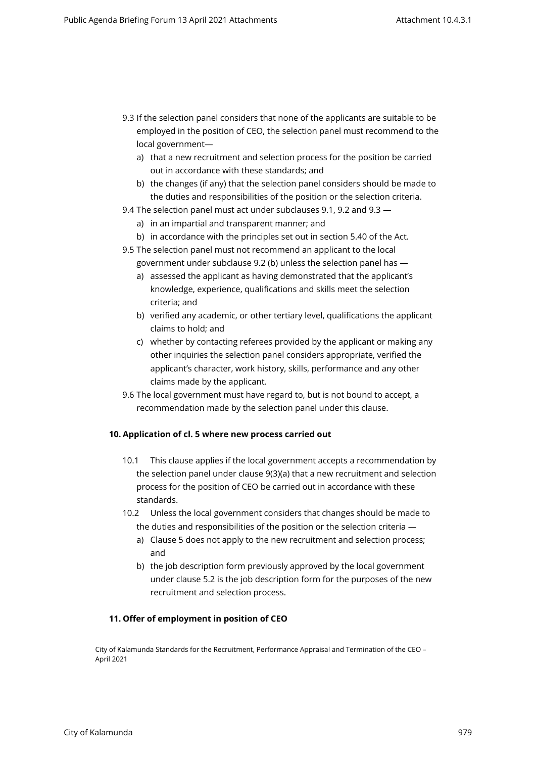9.3 If the selection panel considers that none of the applicants are suitable to be employed in the position of CEO, the selection panel must recommend to the local government—

a) that a new recruitment and selection process for the position be carried out in accordance with these standards; and
b) the changes (if any) that the selection panel considers should be made to the duties and responsibilities of the position or the selection criteria.

9.4 The selection panel must act under subclauses 9.1, 9.2 and 9.3 —

a) in an impartial and transparent manner; and
b) in accordance with the principles set out in section 5.40 of the Act.

9.5 The selection panel must not recommend an applicant to the local government under subclause 9.2 (b) unless the selection panel has —

a) assessed the applicant as having demonstrated that the applicant's knowledge, experience, qualifications and skills meet the selection criteria; and
b) verified any academic, or other tertiary level, qualifications the applicant claims to hold; and
c) whether by contacting referees provided by the applicant or making any other inquiries the selection panel considers appropriate, verified the applicant's character, work history, skills, performance and any other claims made by the applicant.

9.6 The local government must have regard to, but is not bound to accept, a recommendation made by the selection panel under this clause.

**10. Application of cl. 5 where new process carried out**

10.1 This clause applies if the local government accepts a recommendation by the selection panel under clause 9(3)(a) that a new recruitment and selection process for the position of CEO be carried out in accordance with these standards.

10.2 Unless the local government considers that changes should be made to the duties and responsibilities of the position or the selection criteria —

a) Clause 5 does not apply to the new recruitment and selection process; and
b) the job description form previously approved by the local government under clause 5.2 is the job description form for the purposes of the new recruitment and selection process.

**11. Offer of employment in position of CEO**

City of Kalamunda Standards for the Recruitment, Performance Appraisal and Termination of the CEO – April 2021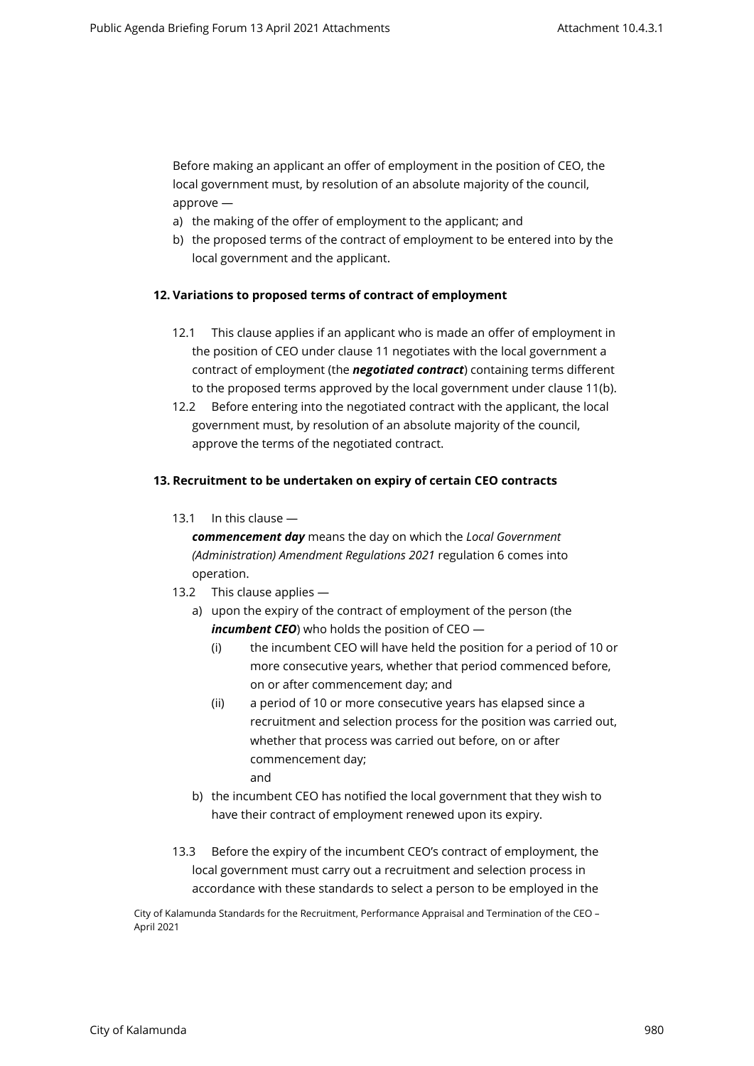Before making an applicant an offer of employment in the position of CEO, the local government must, by resolution of an absolute majority of the council, approve —

a) the making of the offer of employment to the applicant; and
b) the proposed terms of the contract of employment to be entered into by the local government and the applicant.

**12. Variations to proposed terms of contract of employment**

12.1 This clause applies if an applicant who is made an offer of employment in the position of CEO under clause 11 negotiates with the local government a contract of employment (the ***negotiated contract***) containing terms different to the proposed terms approved by the local government under clause 11(b).

12.2 Before entering into the negotiated contract with the applicant, the local government must, by resolution of an absolute majority of the council, approve the terms of the negotiated contract.

**13. Recruitment to be undertaken on expiry of certain CEO contracts**

13.1 In this clause —

***commencement day*** means the day on which the *Local Government (Administration) Amendment Regulations 2021* regulation 6 comes into operation.

13.2 This clause applies —

a) upon the expiry of the contract of employment of the person (the ***incumbent CEO***) who holds the position of CEO —
   (i) the incumbent CEO will have held the position for a period of 10 or more consecutive years, whether that period commenced before, on or after commencement day; and
   (ii) a period of 10 or more consecutive years has elapsed since a recruitment and selection process for the position was carried out, whether that process was carried out before, on or after commencement day;
   
   and
b) the incumbent CEO has notified the local government that they wish to have their contract of employment renewed upon its expiry.

13.3 Before the expiry of the incumbent CEO's contract of employment, the local government must carry out a recruitment and selection process in accordance with these standards to select a person to be employed in the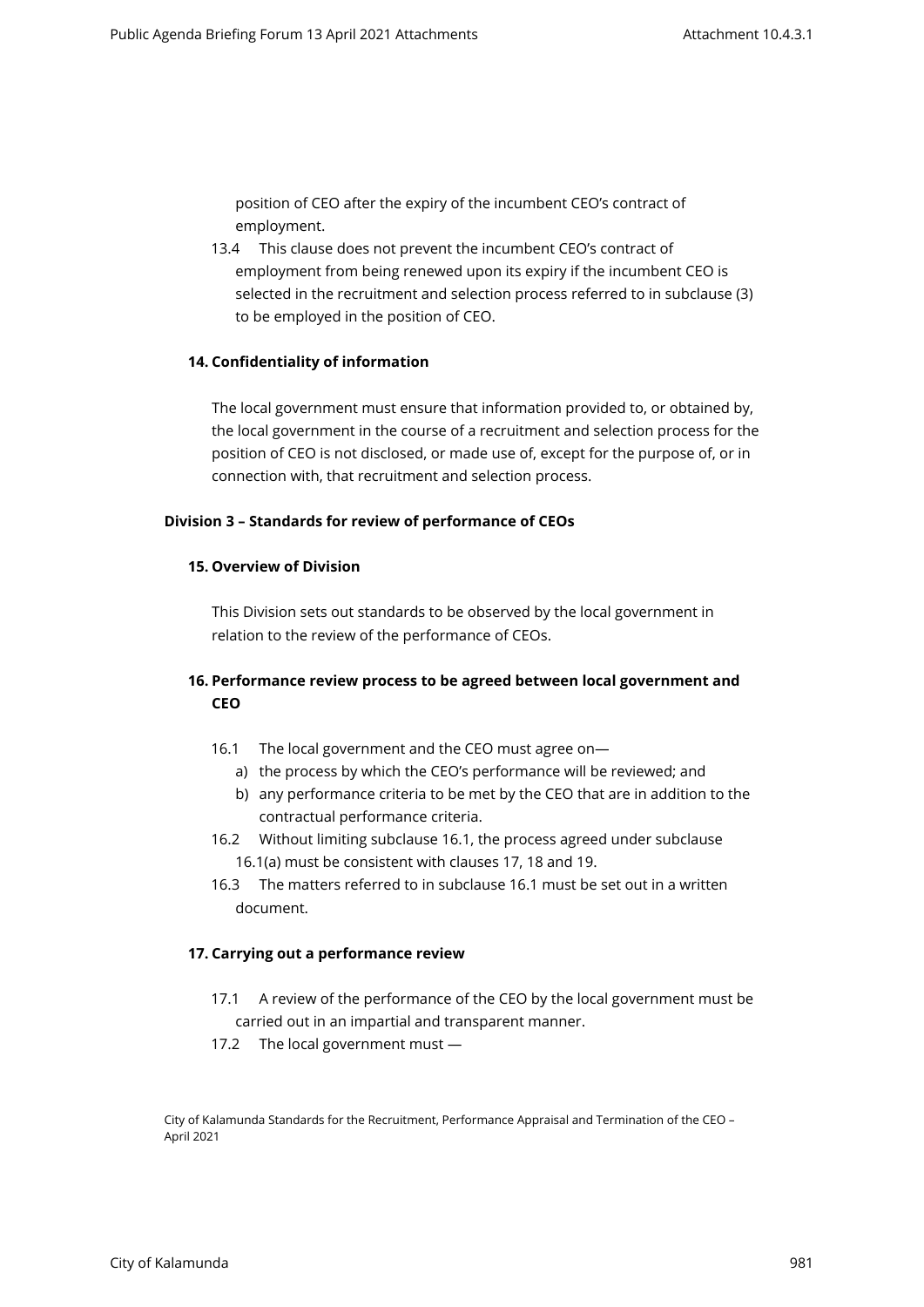position of CEO after the expiry of the incumbent CEO's contract of employment.

13.4 This clause does not prevent the incumbent CEO's contract of employment from being renewed upon its expiry if the incumbent CEO is selected in the recruitment and selection process referred to in subclause (3) to be employed in the position of CEO.

### 14. Confidentiality of information

The local government must ensure that information provided to, or obtained by, the local government in the course of a recruitment and selection process for the position of CEO is not disclosed, or made use of, except for the purpose of, or in connection with, that recruitment and selection process.

## Division 3 – Standards for review of performance of CEOs

### 15. Overview of Division

This Division sets out standards to be observed by the local government in relation to the review of the performance of CEOs.

### 16. Performance review process to be agreed between local government and CEO

16.1 The local government and the CEO must agree on—

a) the process by which the CEO's performance will be reviewed; and
b) any performance criteria to be met by the CEO that are in addition to the contractual performance criteria.

16.2 Without limiting subclause 16.1, the process agreed under subclause 16.1(a) must be consistent with clauses 17, 18 and 19.

16.3 The matters referred to in subclause 16.1 must be set out in a written document.

### 17. Carrying out a performance review

17.1 A review of the performance of the CEO by the local government must be carried out in an impartial and transparent manner.

17.2 The local government must —

City of Kalamunda Standards for the Recruitment, Performance Appraisal and Termination of the CEO – April 2021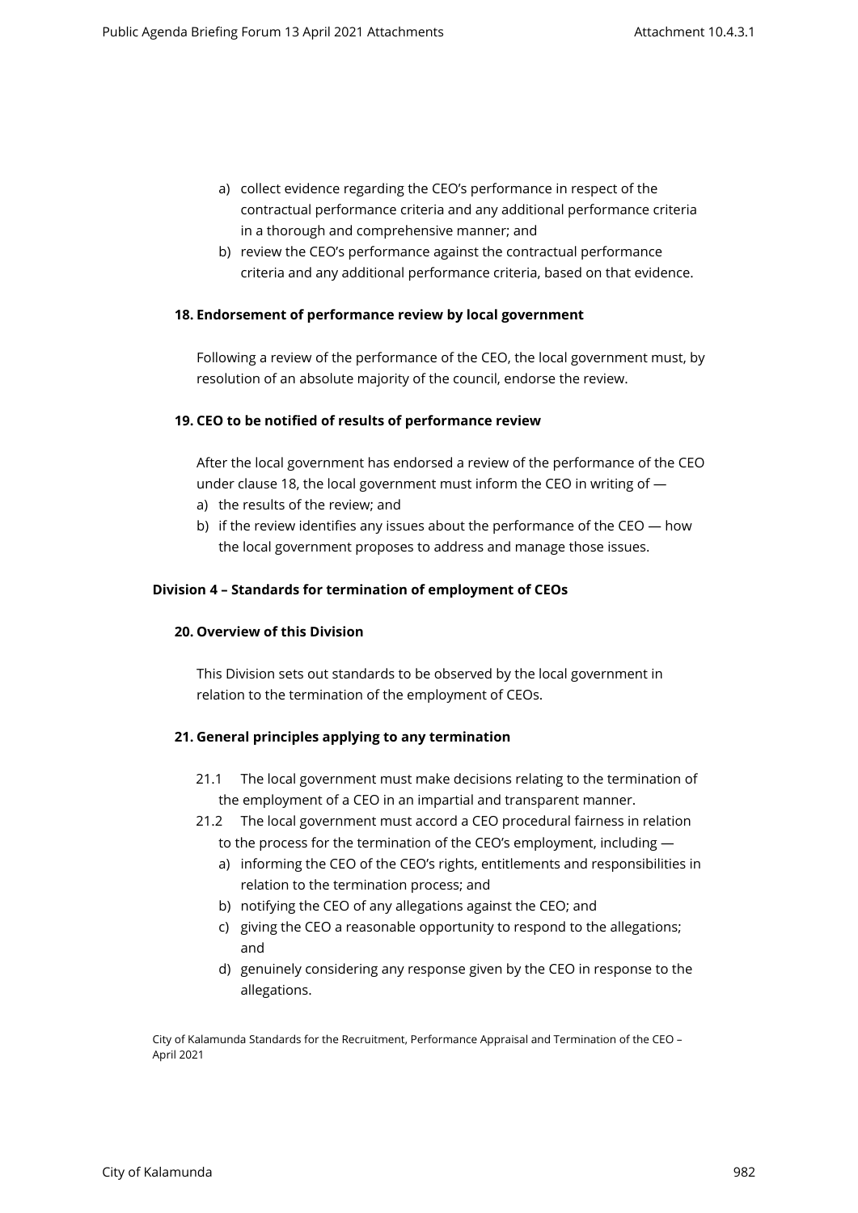a) collect evidence regarding the CEO's performance in respect of the contractual performance criteria and any additional performance criteria in a thorough and comprehensive manner; and
b) review the CEO's performance against the contractual performance criteria and any additional performance criteria, based on that evidence.

**18. Endorsement of performance review by local government**

Following a review of the performance of the CEO, the local government must, by resolution of an absolute majority of the council, endorse the review.

**19. CEO to be notified of results of performance review**

After the local government has endorsed a review of the performance of the CEO under clause 18, the local government must inform the CEO in writing of —

a) the results of the review; and
b) if the review identifies any issues about the performance of the CEO — how the local government proposes to address and manage those issues.

**Division 4 – Standards for termination of employment of CEOs**

**20. Overview of this Division**

This Division sets out standards to be observed by the local government in relation to the termination of the employment of CEOs.

**21. General principles applying to any termination**

21.1 The local government must make decisions relating to the termination of the employment of a CEO in an impartial and transparent manner.

21.2 The local government must accord a CEO procedural fairness in relation to the process for the termination of the CEO's employment, including —

a) informing the CEO of the CEO's rights, entitlements and responsibilities in relation to the termination process; and
b) notifying the CEO of any allegations against the CEO; and
c) giving the CEO a reasonable opportunity to respond to the allegations; and
d) genuinely considering any response given by the CEO in response to the allegations.

City of Kalamunda Standards for the Recruitment, Performance Appraisal and Termination of the CEO – April 2021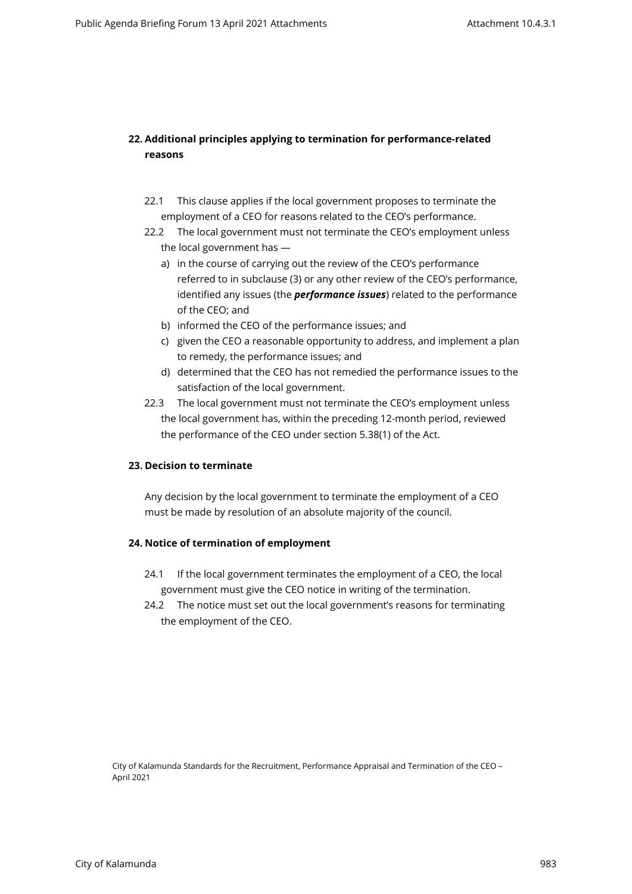## 22. Additional principles applying to termination for performance-related reasons

22.1 This clause applies if the local government proposes to terminate the employment of a CEO for reasons related to the CEO's performance.

22.2 The local government must not terminate the CEO's employment unless the local government has —

a) in the course of carrying out the review of the CEO's performance referred to in subclause (3) or any other review of the CEO's performance, identified any issues (the ***performance issues***) related to the performance of the CEO; and

b) informed the CEO of the performance issues; and

c) given the CEO a reasonable opportunity to address, and implement a plan to remedy, the performance issues; and

d) determined that the CEO has not remedied the performance issues to the satisfaction of the local government.

22.3 The local government must not terminate the CEO's employment unless the local government has, within the preceding 12-month period, reviewed the performance of the CEO under section 5.38(1) of the Act.

## 23. Decision to terminate

Any decision by the local government to terminate the employment of a CEO must be made by resolution of an absolute majority of the council.

## 24. Notice of termination of employment

24.1 If the local government terminates the employment of a CEO, the local government must give the CEO notice in writing of the termination.

24.2 The notice must set out the local government's reasons for terminating the employment of the CEO.

City of Kalamunda Standards for the Recruitment, Performance Appraisal and Termination of the CEO – April 2021